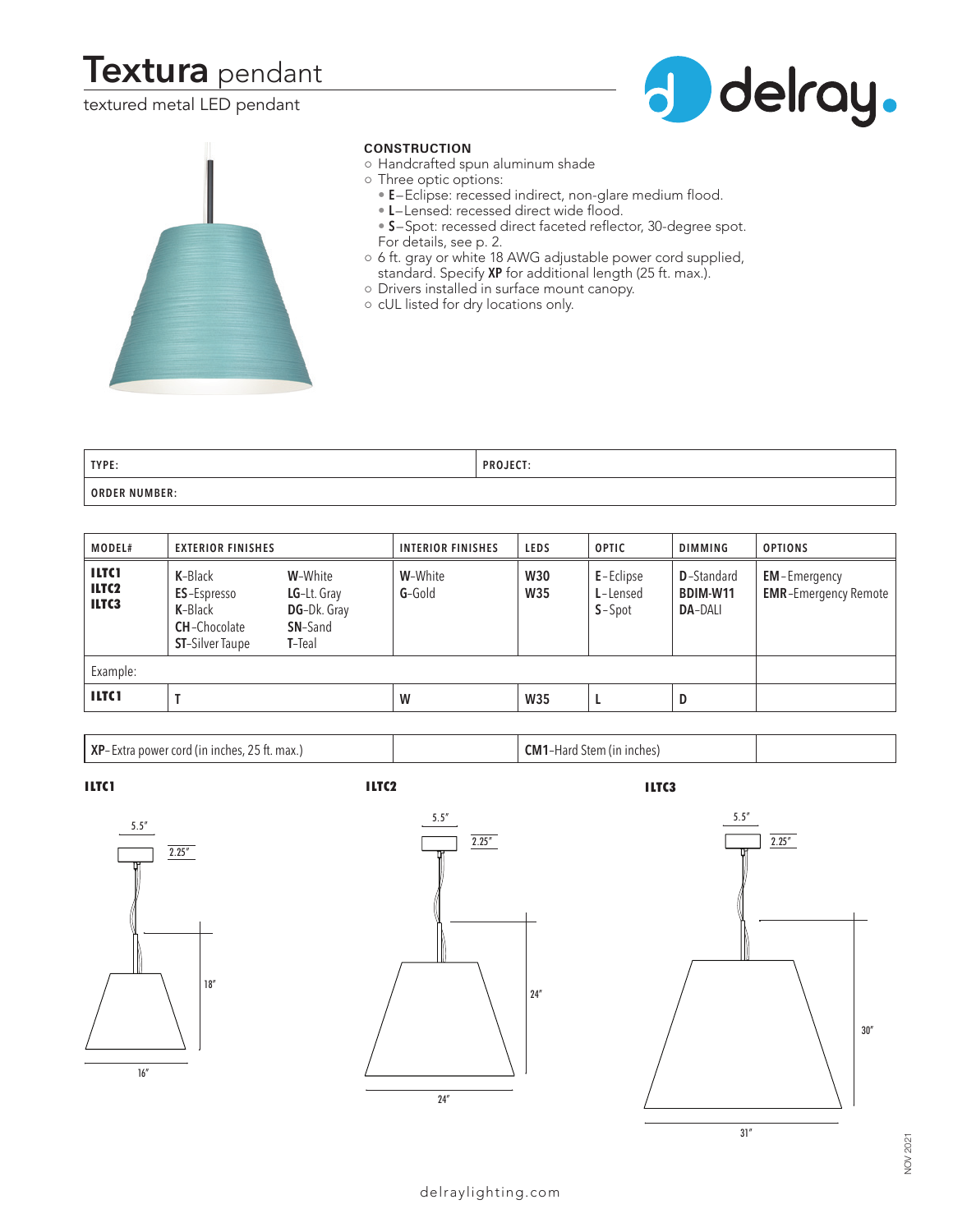# **Textura** pendant

textured metal LED pendant

delray.

**CONSTRUCTION**

- Handcrafted spun aluminum shade
- Three optic options:
  - **E**–Eclipse: recessed indirect, non-glare medium flood.
  - **L**–Lensed: recessed direct wide flood.
  - **S**–Spot: recessed direct faceted reflector, 30-degree spot.

  For details, see p. 2.
- 6 ft. gray or white 18 AWG adjustable power cord supplied, standard. Specify **XP** for additional length (25 ft. max.).
- Drivers installed in surface mount canopy.
- cUL listed for dry locations only.

| TYPE: | PROJECT: |
|---|---|
| ORDER NUMBER: | |

| MODEL# | EXTERIOR FINISHES | | INTERIOR FINISHES | LEDS | OPTIC | DIMMING | OPTIONS |
|---|---|---|---|---|---|---|---|
| **ILTC1**<br>**ILTC2**<br>**ILTC3** | **K**-Black<br>**ES**-Espresso<br>**K**-Black<br>**CH**-Chocolate<br>**ST**-Silver Taupe | **W**-White<br>**LG**-Lt. Gray<br>**DG**-Dk. Gray<br>**SN**-Sand<br>**T**-Teal | **W**-White<br>**G**-Gold | **W30**<br>**W35** | **E**-Eclipse<br>**L**-Lensed<br>**S**-Spot | **D**-Standard<br>**BDIM-W11**<br>**DA**-DALI | **EM**-Emergency<br>**EMR**-Emergency Remote |
| Example: | | | | | | | |
| **ILTC1** | **T** | | **W** | **W35** | **L** | **D** | |

| **XP**- Extra power cord (in inches, 25 ft. max.) | | **CM1**-Hard Stem (in inches) | |
|---|---|---|---|

**ILTC1**

5.5″ · 2.25″ · 18″ · 16″

**ILTC2**

5.5″ · 2.25″ · 24″ · 24″

**ILTC3**

5.5″ · 2.25″ · 30″ · 31″

delraylighting.com

NOV 2021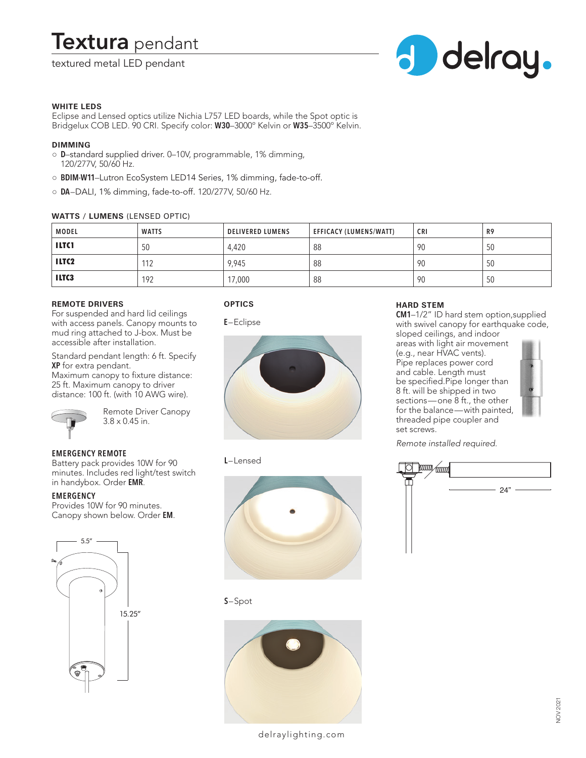# Textura pendant

textured metal LED pendant

### WHITE LEDS

Eclipse and Lensed optics utilize Nichia L757 LED boards, while the Spot optic is Bridgelux COB LED. 90 CRI. Specify color: **W30**–3000° Kelvin or **W35**–3500° Kelvin.

### DIMMING

- **D**–standard supplied driver. 0–10V, programmable, 1% dimming, 120/277V, 50/60 Hz.
- **BDIM-W11**–Lutron EcoSystem LED14 Series, 1% dimming, fade-to-off.
- **DA**–DALI, 1% dimming, fade-to-off. 120/277V, 50/60 Hz.

### WATTS / LUMENS (LENSED OPTIC)

| MODEL | WATTS | DELIVERED LUMENS | EFFICACY (LUMENS/WATT) | CRI | R9 |
|---|---|---|---|---|---|
| **ILTC1** | 50 | 4,420 | 88 | 90 | 50 |
| **ILTC2** | 112 | 9,945 | 88 | 90 | 50 |
| **ILTC3** | 192 | 17,000 | 88 | 90 | 50 |

### REMOTE DRIVERS

For suspended and hard lid ceilings with access panels. Canopy mounts to mud ring attached to J-box. Must be accessible after installation.

Standard pendant length: 6 ft. Specify **XP** for extra pendant.
Maximum canopy to fixture distance: 25 ft. Maximum canopy to driver distance: 100 ft. (with 10 AWG wire).

Remote Driver Canopy
3.8 x 0.45 in.

### EMERGENCY REMOTE

Battery pack provides 10W for 90 minutes. Includes red light/test switch in handybox. Order **EMR**.

### EMERGENCY

Provides 10W for 90 minutes.
Canopy shown below. Order **EM**.

5.5"

15.25"

### OPTICS

**E**–Eclipse

**L**–Lensed

**S**–Spot

### HARD STEM

**CM1**–1/2" ID hard stem option,supplied with swivel canopy for earthquake code, sloped ceilings, and indoor areas with light air movement (e.g., near HVAC vents). Pipe replaces power cord and cable. Length must be specified.Pipe longer than 8 ft. will be shipped in two sections—one 8 ft., the other for the balance—with painted, threaded pipe coupler and set screws.

*Remote installed required.*

24"

delraylighting.com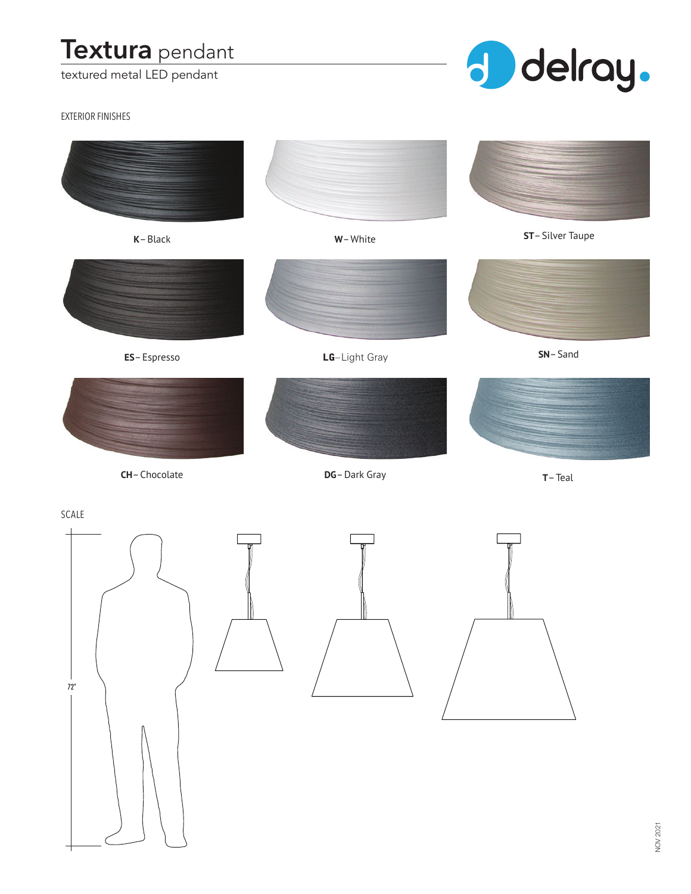# Textura pendant

textured metal LED pendant

delray.

EXTERIOR FINISHES

**K** – Black

**W** – White

**ST** – Silver Taupe

**ES** – Espresso

**LG** – Light Gray

**SN** – Sand

**CH** – Chocolate

**DG** – Dark Gray

**T** – Teal

SCALE

72"

NOV 2021